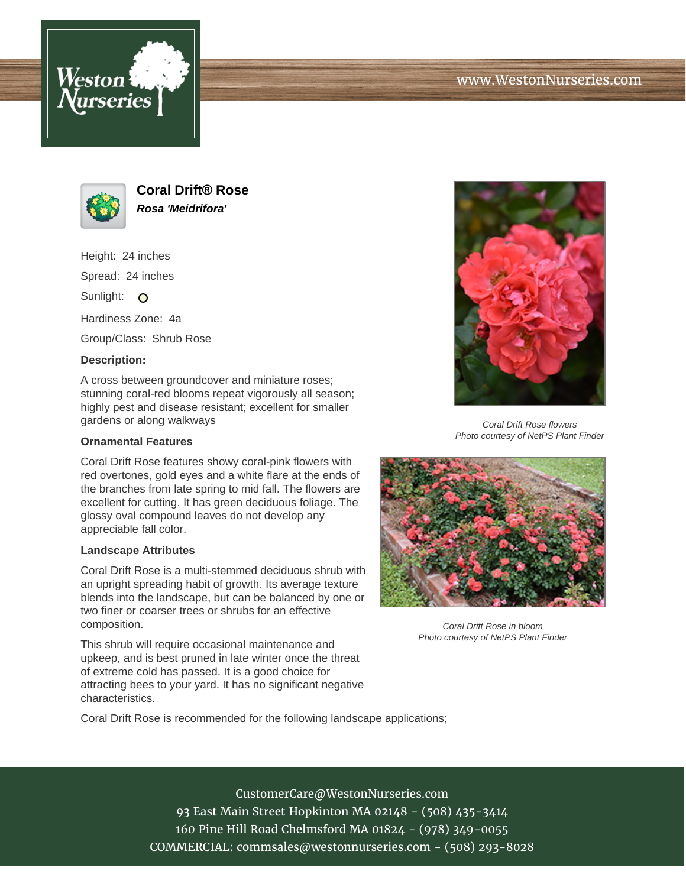# Coral Drift® Rose

***Rosa 'Meidrifora'***

Height: 24 inches

Spread: 24 inches

Sunlight: O

Hardiness Zone: 4a

Group/Class: Shrub Rose

**Description:**

A cross between groundcover and miniature roses; stunning coral-red blooms repeat vigorously all season; highly pest and disease resistant; excellent for smaller gardens or along walkways

*Coral Drift Rose flowers*
*Photo courtesy of NetPS Plant Finder*

## Ornamental Features

Coral Drift Rose features showy coral-pink flowers with red overtones, gold eyes and a white flare at the ends of the branches from late spring to mid fall. The flowers are excellent for cutting. It has green deciduous foliage. The glossy oval compound leaves do not develop any appreciable fall color.

## Landscape Attributes

Coral Drift Rose is a multi-stemmed deciduous shrub with an upright spreading habit of growth. Its average texture blends into the landscape, but can be balanced by one or two finer or coarser trees or shrubs for an effective composition.

*Coral Drift Rose in bloom*
*Photo courtesy of NetPS Plant Finder*

This shrub will require occasional maintenance and upkeep, and is best pruned in late winter once the threat of extreme cold has passed. It is a good choice for attracting bees to your yard. It has no significant negative characteristics.

Coral Drift Rose is recommended for the following landscape applications;

CustomerCare@WestonNurseries.com
93 East Main Street Hopkinton MA 02148 - (508) 435-3414
160 Pine Hill Road Chelmsford MA 01824 - (978) 349-0055
COMMERCIAL: commsales@westonnurseries.com - (508) 293-8028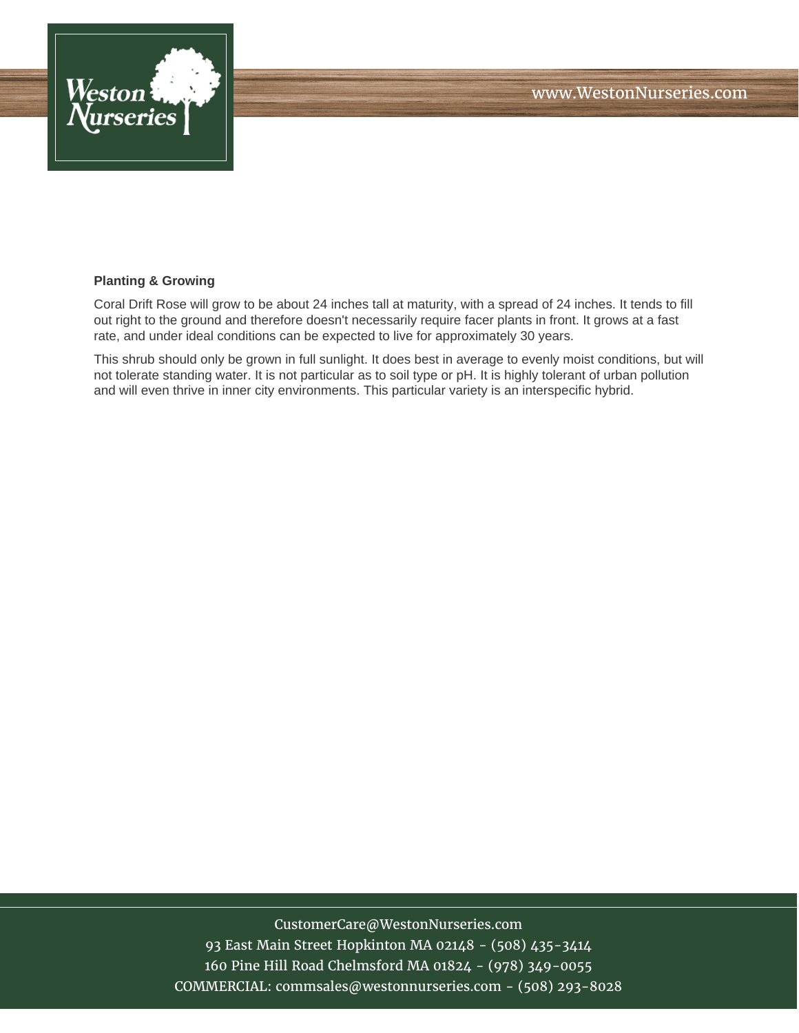## Planting & Growing

Coral Drift Rose will grow to be about 24 inches tall at maturity, with a spread of 24 inches. It tends to fill out right to the ground and therefore doesn't necessarily require facer plants in front. It grows at a fast rate, and under ideal conditions can be expected to live for approximately 30 years.

This shrub should only be grown in full sunlight. It does best in average to evenly moist conditions, but will not tolerate standing water. It is not particular as to soil type or pH. It is highly tolerant of urban pollution and will even thrive in inner city environments. This particular variety is an interspecific hybrid.